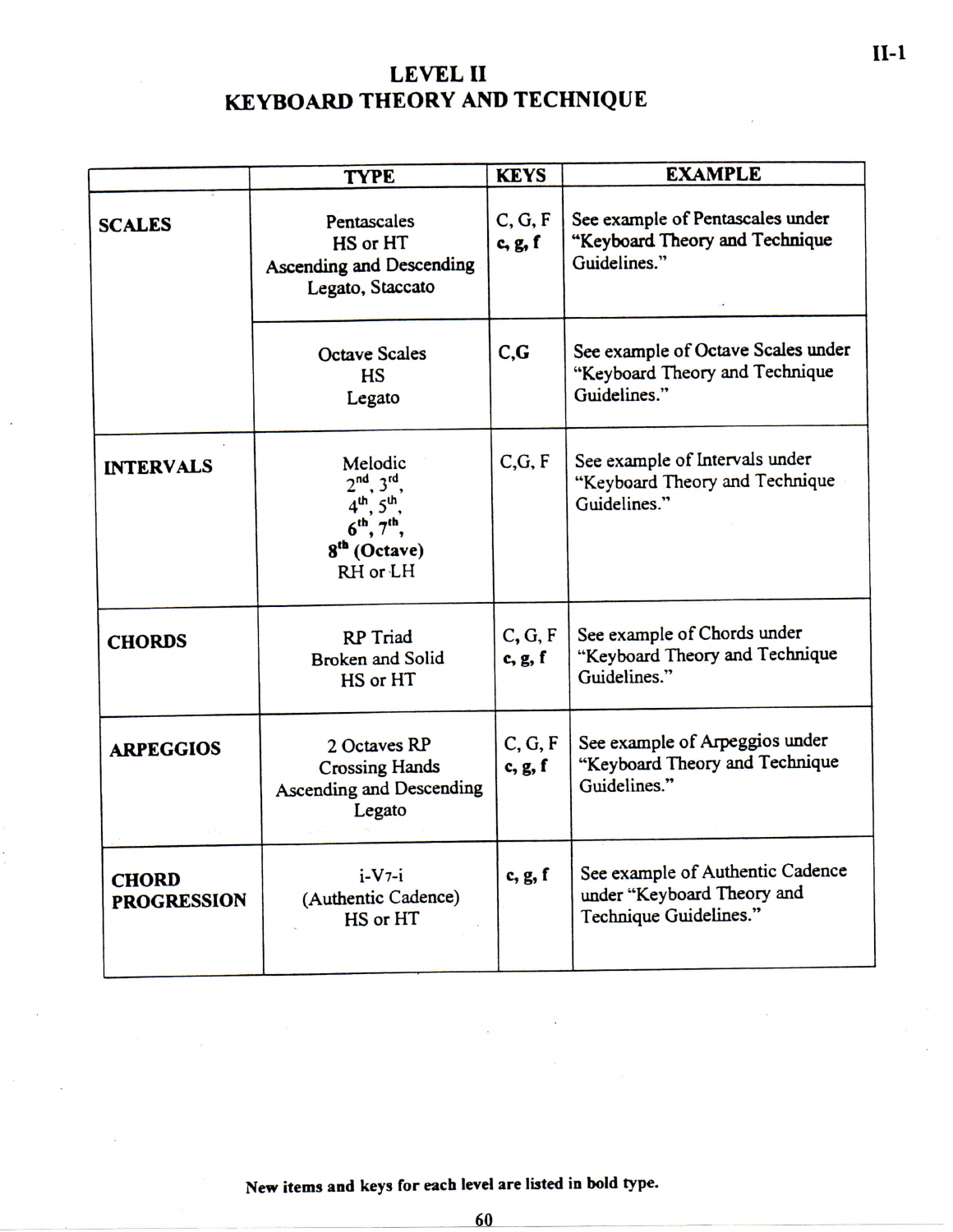# LEVEL II
# KEYBOARD THEORY AND TECHNIQUE

| | TYPE | KEYS | EXAMPLE |
|---|---|---|---|
| **SCALES** | Pentascales<br>HS or HT<br>Ascending and Descending<br>Legato, Staccato | C, G, F<br>**c, g, f** | See example of Pentascales under "Keyboard Theory and Technique Guidelines." |
| | Octave Scales<br>HS<br>Legato | C,G | See example of Octave Scales under "Keyboard Theory and Technique Guidelines." |
| **INTERVALS** | Melodic<br>2nd, 3rd,<br>4th, 5th,<br>6th, 7th,<br>**8th (Octave)**<br>RH or LH | C,G, F | See example of Intervals under "Keyboard Theory and Technique Guidelines." |
| **CHORDS** | RP Triad<br>Broken and Solid<br>HS or HT | C, G, F<br>**c, g, f** | See example of Chords under "Keyboard Theory and Technique Guidelines." |
| **ARPEGGIOS** | 2 Octaves RP<br>Crossing Hands<br>Ascending and Descending<br>Legato | C, G, F<br>**c, g, f** | See example of Arpeggios under "Keyboard Theory and Technique Guidelines." |
| **CHORD PROGRESSION** | i-V7-i<br>(Authentic Cadence)<br>HS or HT | **c, g, f** | See example of Authentic Cadence under "Keyboard Theory and Technique Guidelines." |

**New items and keys for each level are listed in bold type.**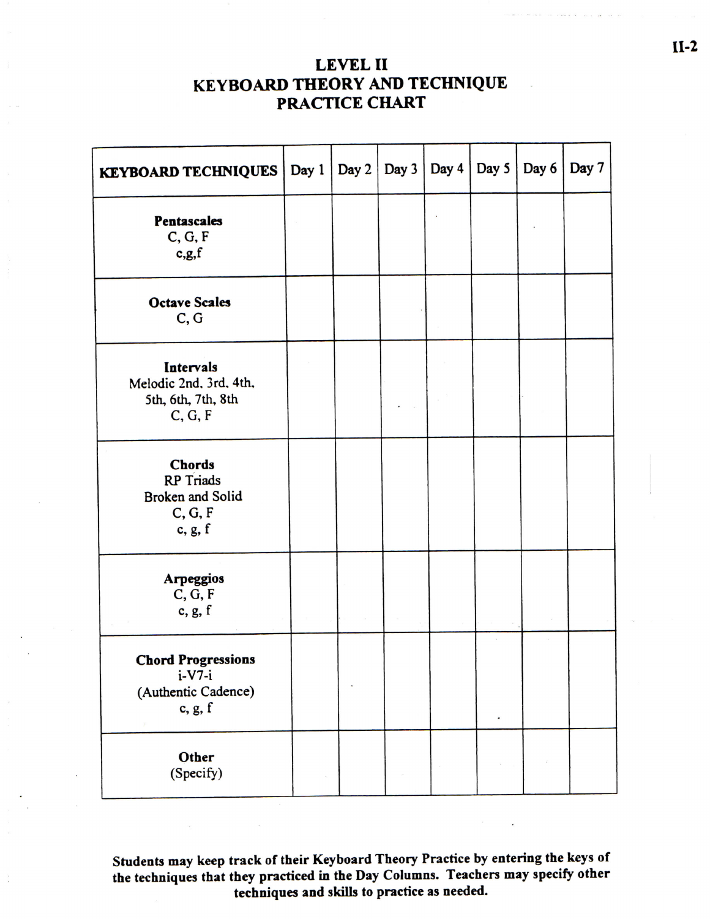# LEVEL II
# KEYBOARD THEORY AND TECHNIQUE
# PRACTICE CHART

| KEYBOARD TECHNIQUES | Day 1 | Day 2 | Day 3 | Day 4 | Day 5 | Day 6 | Day 7 |
|---|---|---|---|---|---|---|---|
| **Pentascales**<br>C, G, F<br>c,g,f | | | | | | | |
| **Octave Scales**<br>C, G | | | | | | | |
| **Intervals**<br>Melodic 2nd, 3rd, 4th, 5th, 6th, 7th, 8th<br>C, G, F | | | | | | | |
| **Chords**<br>RP Triads<br>Broken and Solid<br>C, G, F<br>c, g, f | | | | | | | |
| **Arpeggios**<br>C, G, F<br>c, g, f | | | | | | | |
| **Chord Progressions**<br>i-V7-i<br>(Authentic Cadence)<br>c, g, f | | | | | | | |
| **Other**<br>(Specify) | | | | | | | |

**Students may keep track of their Keyboard Theory Practice by entering the keys of the techniques that they practiced in the Day Columns. Teachers may specify other techniques and skills to practice as needed.**